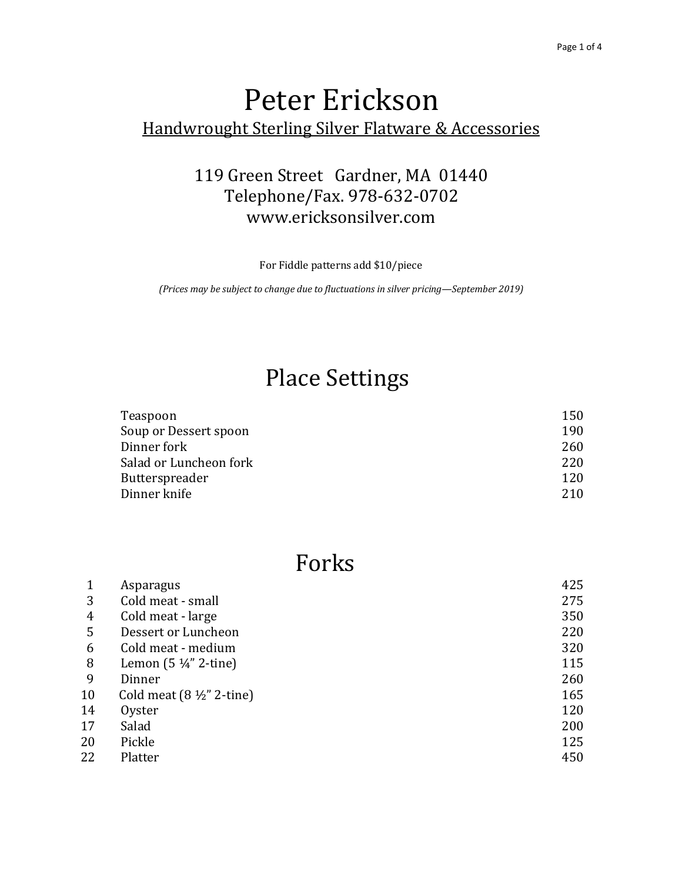# Peter Erickson

<u>Handwrought Sterling Silver Flatware & Accessories</u>

119 Green Street Gardner, MA 01440
Telephone/Fax. 978-632-0702
www.ericksonsilver.com

For Fiddle patterns add $10/piece

*(Prices may be subject to change due to fluctuations in silver pricing—September 2019)*

## Place Settings

| Item | Price |
|---|---|
| Teaspoon | 150 |
| Soup or Dessert spoon | 190 |
| Dinner fork | 260 |
| Salad or Luncheon fork | 220 |
| Butterspreader | 120 |
| Dinner knife | 210 |

## Forks

| No. | Item | Price |
|---|---|---|
| 1 | Asparagus | 425 |
| 3 | Cold meat - small | 275 |
| 4 | Cold meat - large | 350 |
| 5 | Dessert or Luncheon | 220 |
| 6 | Cold meat - medium | 320 |
| 8 | Lemon (5 ¼" 2-tine) | 115 |
| 9 | Dinner | 260 |
| 10 | Cold meat (8 ½" 2-tine) | 165 |
| 14 | Oyster | 120 |
| 17 | Salad | 200 |
| 20 | Pickle | 125 |
| 22 | Platter | 450 |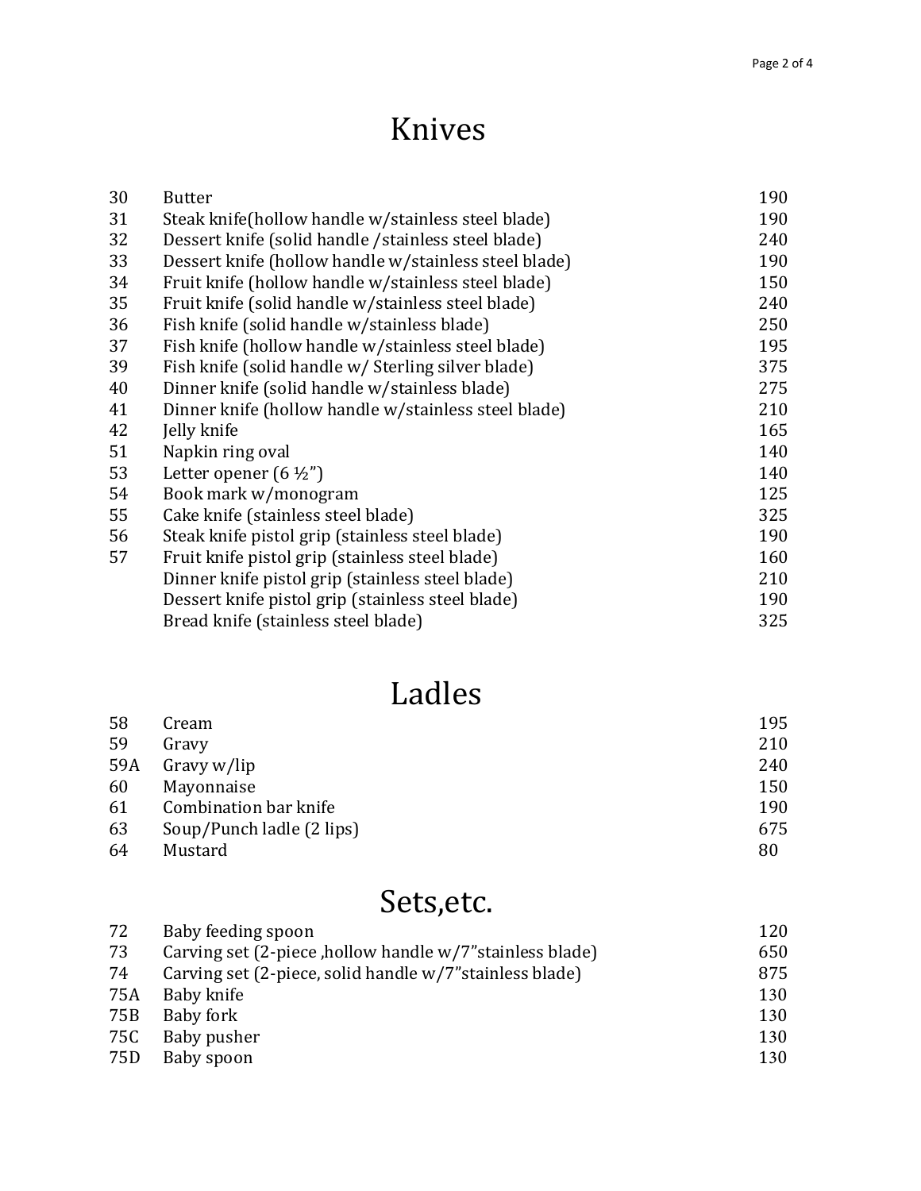# Knives

| | | |
|---|---|---|
| 30 | Butter | 190 |
| 31 | Steak knife(hollow handle w/stainless steel blade) | 190 |
| 32 | Dessert knife (solid handle /stainless steel blade) | 240 |
| 33 | Dessert knife (hollow handle w/stainless steel blade) | 190 |
| 34 | Fruit knife (hollow handle w/stainless steel blade) | 150 |
| 35 | Fruit knife (solid handle w/stainless steel blade) | 240 |
| 36 | Fish knife (solid handle w/stainless blade) | 250 |
| 37 | Fish knife (hollow handle w/stainless steel blade) | 195 |
| 39 | Fish knife (solid handle w/ Sterling silver blade) | 375 |
| 40 | Dinner knife (solid handle w/stainless blade) | 275 |
| 41 | Dinner knife (hollow handle w/stainless steel blade) | 210 |
| 42 | Jelly knife | 165 |
| 51 | Napkin ring oval | 140 |
| 53 | Letter opener (6 ½") | 140 |
| 54 | Book mark w/monogram | 125 |
| 55 | Cake knife (stainless steel blade) | 325 |
| 56 | Steak knife pistol grip (stainless steel blade) | 190 |
| 57 | Fruit knife pistol grip (stainless steel blade) | 160 |
| | Dinner knife pistol grip (stainless steel blade) | 210 |
| | Dessert knife pistol grip (stainless steel blade) | 190 |
| | Bread knife (stainless steel blade) | 325 |

# Ladles

| | | |
|---|---|---|
| 58 | Cream | 195 |
| 59 | Gravy | 210 |
| 59A | Gravy w/lip | 240 |
| 60 | Mayonnaise | 150 |
| 61 | Combination bar knife | 190 |
| 63 | Soup/Punch ladle (2 lips) | 675 |
| 64 | Mustard | 80 |

# Sets,etc.

| | | |
|---|---|---|
| 72 | Baby feeding spoon | 120 |
| 73 | Carving set (2-piece ,hollow handle w/7"stainless blade) | 650 |
| 74 | Carving set (2-piece, solid handle w/7"stainless blade) | 875 |
| 75A | Baby knife | 130 |
| 75B | Baby fork | 130 |
| 75C | Baby pusher | 130 |
| 75D | Baby spoon | 130 |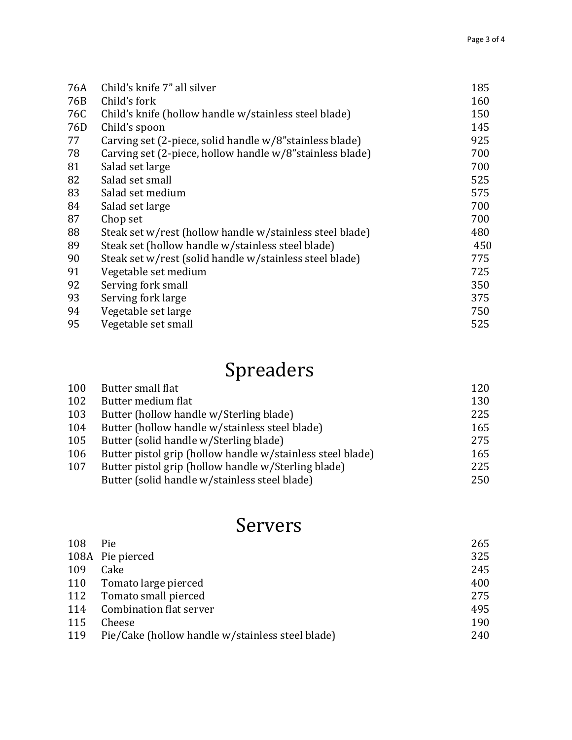| | | |
|---|---|---|
| 76A | Child's knife 7" all silver | 185 |
| 76B | Child's fork | 160 |
| 76C | Child's knife (hollow handle w/stainless steel blade) | 150 |
| 76D | Child's spoon | 145 |
| 77 | Carving set (2-piece, solid handle w/8"stainless blade) | 925 |
| 78 | Carving set (2-piece, hollow handle w/8"stainless blade) | 700 |
| 81 | Salad set large | 700 |
| 82 | Salad set small | 525 |
| 83 | Salad set medium | 575 |
| 84 | Salad set large | 700 |
| 87 | Chop set | 700 |
| 88 | Steak set w/rest (hollow handle w/stainless steel blade) | 480 |
| 89 | Steak set (hollow handle w/stainless steel blade) | 450 |
| 90 | Steak set w/rest (solid handle w/stainless steel blade) | 775 |
| 91 | Vegetable set medium | 725 |
| 92 | Serving fork small | 350 |
| 93 | Serving fork large | 375 |
| 94 | Vegetable set large | 750 |
| 95 | Vegetable set small | 525 |

# Spreaders

| | | |
|---|---|---|
| 100 | Butter small flat | 120 |
| 102 | Butter medium flat | 130 |
| 103 | Butter (hollow handle w/Sterling blade) | 225 |
| 104 | Butter (hollow handle w/stainless steel blade) | 165 |
| 105 | Butter (solid handle w/Sterling blade) | 275 |
| 106 | Butter pistol grip (hollow handle w/stainless steel blade) | 165 |
| 107 | Butter pistol grip (hollow handle w/Sterling blade) | 225 |
| | Butter (solid handle w/stainless steel blade) | 250 |

# Servers

| | | |
|---|---|---|
| 108 | Pie | 265 |
| 108A | Pie pierced | 325 |
| 109 | Cake | 245 |
| 110 | Tomato large pierced | 400 |
| 112 | Tomato small pierced | 275 |
| 114 | Combination flat server | 495 |
| 115 | Cheese | 190 |
| 119 | Pie/Cake (hollow handle w/stainless steel blade) | 240 |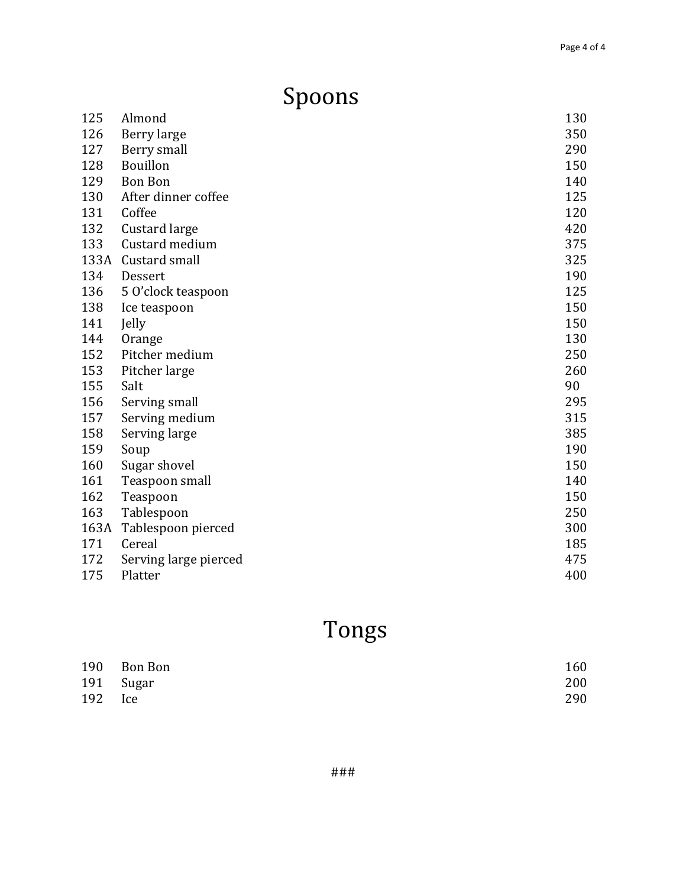# Spoons

| | | |
|---|---|---|
| 125 | Almond | 130 |
| 126 | Berry large | 350 |
| 127 | Berry small | 290 |
| 128 | Bouillon | 150 |
| 129 | Bon Bon | 140 |
| 130 | After dinner coffee | 125 |
| 131 | Coffee | 120 |
| 132 | Custard large | 420 |
| 133 | Custard medium | 375 |
| 133A | Custard small | 325 |
| 134 | Dessert | 190 |
| 136 | 5 O'clock teaspoon | 125 |
| 138 | Ice teaspoon | 150 |
| 141 | Jelly | 150 |
| 144 | Orange | 130 |
| 152 | Pitcher medium | 250 |
| 153 | Pitcher large | 260 |
| 155 | Salt | 90 |
| 156 | Serving small | 295 |
| 157 | Serving medium | 315 |
| 158 | Serving large | 385 |
| 159 | Soup | 190 |
| 160 | Sugar shovel | 150 |
| 161 | Teaspoon small | 140 |
| 162 | Teaspoon | 150 |
| 163 | Tablespoon | 250 |
| 163A | Tablespoon pierced | 300 |
| 171 | Cereal | 185 |
| 172 | Serving large pierced | 475 |
| 175 | Platter | 400 |

# Tongs

| | | |
|---|---|---|
| 190 | Bon Bon | 160 |
| 191 | Sugar | 200 |
| 192 | Ice | 290 |

###